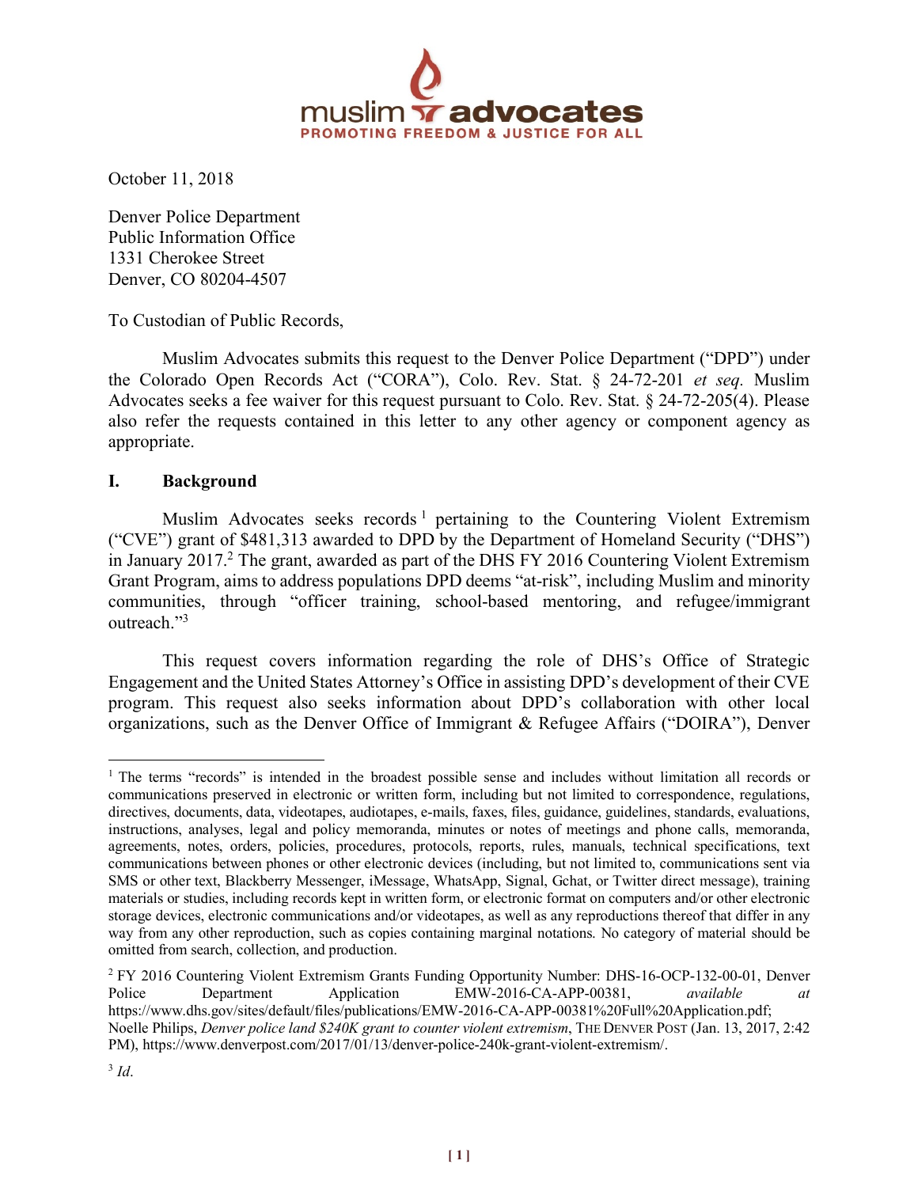muslim advocates
PROMOTING FREEDOM & JUSTICE FOR ALL

October 11, 2018

Denver Police Department
Public Information Office
1331 Cherokee Street
Denver, CO 80204-4507

To Custodian of Public Records,

Muslim Advocates submits this request to the Denver Police Department ("DPD") under the Colorado Open Records Act ("CORA"), Colo. Rev. Stat. § 24-72-201 *et seq.* Muslim Advocates seeks a fee waiver for this request pursuant to Colo. Rev. Stat. § 24-72-205(4). Please also refer the requests contained in this letter to any other agency or component agency as appropriate.

## I. Background

Muslim Advocates seeks records[1] pertaining to the Countering Violent Extremism ("CVE") grant of $481,313 awarded to DPD by the Department of Homeland Security ("DHS") in January 2017.[2] The grant, awarded as part of the DHS FY 2016 Countering Violent Extremism Grant Program, aims to address populations DPD deems "at-risk", including Muslim and minority communities, through "officer training, school-based mentoring, and refugee/immigrant outreach."[3]

This request covers information regarding the role of DHS's Office of Strategic Engagement and the United States Attorney's Office in assisting DPD's development of their CVE program. This request also seeks information about DPD's collaboration with other local organizations, such as the Denver Office of Immigrant & Refugee Affairs ("DOIRA"), Denver

---

[1] The terms "records" is intended in the broadest possible sense and includes without limitation all records or communications preserved in electronic or written form, including but not limited to correspondence, regulations, directives, documents, data, videotapes, audiotapes, e-mails, faxes, files, guidance, guidelines, standards, evaluations, instructions, analyses, legal and policy memoranda, minutes or notes of meetings and phone calls, memoranda, agreements, notes, orders, policies, procedures, protocols, reports, rules, manuals, technical specifications, text communications between phones or other electronic devices (including, but not limited to, communications sent via SMS or other text, Blackberry Messenger, iMessage, WhatsApp, Signal, Gchat, or Twitter direct message), training materials or studies, including records kept in written form, or electronic format on computers and/or other electronic storage devices, electronic communications and/or videotapes, as well as any reproductions thereof that differ in any way from any other reproduction, such as copies containing marginal notations. No category of material should be omitted from search, collection, and production.

[2] FY 2016 Countering Violent Extremism Grants Funding Opportunity Number: DHS-16-OCP-132-00-01, Denver Police Department Application EMW-2016-CA-APP-00381, *available at* https://www.dhs.gov/sites/default/files/publications/EMW-2016-CA-APP-00381%20Full%20Application.pdf; Noelle Philips, *Denver police land $240K grant to counter violent extremism*, THE DENVER POST (Jan. 13, 2017, 2:42 PM), https://www.denverpost.com/2017/01/13/denver-police-240k-grant-violent-extremism/.

[3] *Id*.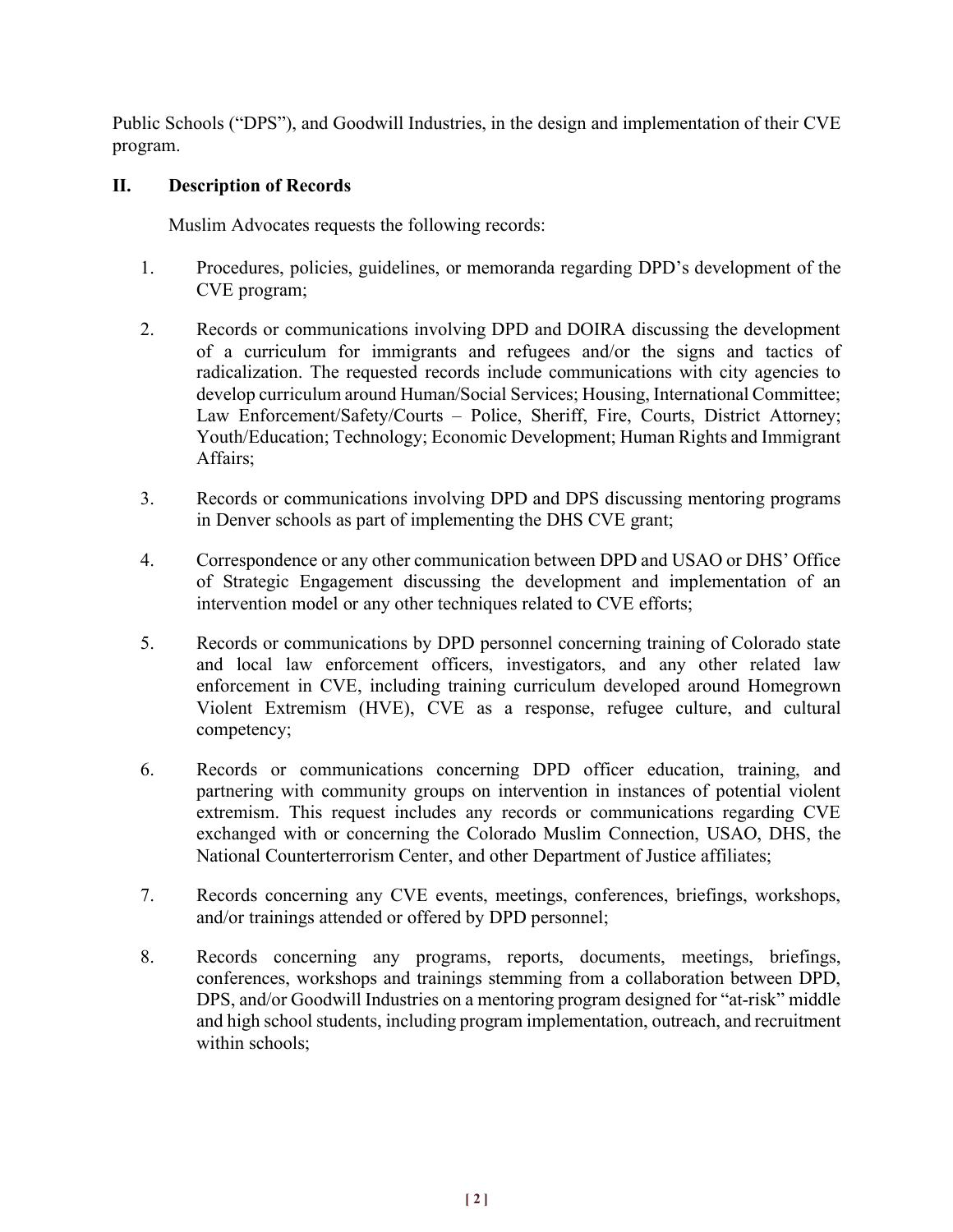Public Schools ("DPS"), and Goodwill Industries, in the design and implementation of their CVE program.

## II. Description of Records

Muslim Advocates requests the following records:

1. Procedures, policies, guidelines, or memoranda regarding DPD's development of the CVE program;

2. Records or communications involving DPD and DOIRA discussing the development of a curriculum for immigrants and refugees and/or the signs and tactics of radicalization. The requested records include communications with city agencies to develop curriculum around Human/Social Services; Housing, International Committee; Law Enforcement/Safety/Courts – Police, Sheriff, Fire, Courts, District Attorney; Youth/Education; Technology; Economic Development; Human Rights and Immigrant Affairs;

3. Records or communications involving DPD and DPS discussing mentoring programs in Denver schools as part of implementing the DHS CVE grant;

4. Correspondence or any other communication between DPD and USAO or DHS' Office of Strategic Engagement discussing the development and implementation of an intervention model or any other techniques related to CVE efforts;

5. Records or communications by DPD personnel concerning training of Colorado state and local law enforcement officers, investigators, and any other related law enforcement in CVE, including training curriculum developed around Homegrown Violent Extremism (HVE), CVE as a response, refugee culture, and cultural competency;

6. Records or communications concerning DPD officer education, training, and partnering with community groups on intervention in instances of potential violent extremism. This request includes any records or communications regarding CVE exchanged with or concerning the Colorado Muslim Connection, USAO, DHS, the National Counterterrorism Center, and other Department of Justice affiliates;

7. Records concerning any CVE events, meetings, conferences, briefings, workshops, and/or trainings attended or offered by DPD personnel;

8. Records concerning any programs, reports, documents, meetings, briefings, conferences, workshops and trainings stemming from a collaboration between DPD, DPS, and/or Goodwill Industries on a mentoring program designed for "at-risk" middle and high school students, including program implementation, outreach, and recruitment within schools;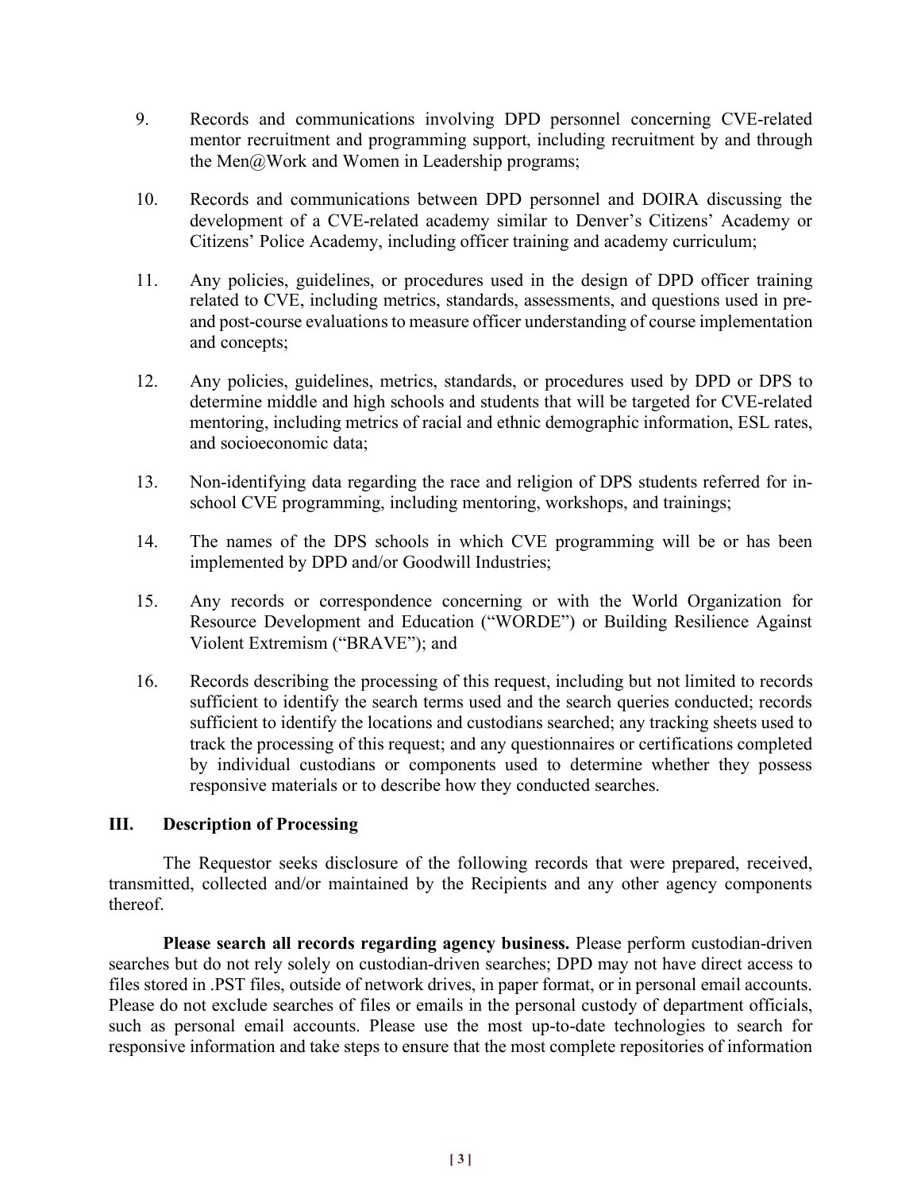9. Records and communications involving DPD personnel concerning CVE-related mentor recruitment and programming support, including recruitment by and through the Men@Work and Women in Leadership programs;

10. Records and communications between DPD personnel and DOIRA discussing the development of a CVE-related academy similar to Denver's Citizens' Academy or Citizens' Police Academy, including officer training and academy curriculum;

11. Any policies, guidelines, or procedures used in the design of DPD officer training related to CVE, including metrics, standards, assessments, and questions used in pre- and post-course evaluations to measure officer understanding of course implementation and concepts;

12. Any policies, guidelines, metrics, standards, or procedures used by DPD or DPS to determine middle and high schools and students that will be targeted for CVE-related mentoring, including metrics of racial and ethnic demographic information, ESL rates, and socioeconomic data;

13. Non-identifying data regarding the race and religion of DPS students referred for in-school CVE programming, including mentoring, workshops, and trainings;

14. The names of the DPS schools in which CVE programming will be or has been implemented by DPD and/or Goodwill Industries;

15. Any records or correspondence concerning or with the World Organization for Resource Development and Education ("WORDE") or Building Resilience Against Violent Extremism ("BRAVE"); and

16. Records describing the processing of this request, including but not limited to records sufficient to identify the search terms used and the search queries conducted; records sufficient to identify the locations and custodians searched; any tracking sheets used to track the processing of this request; and any questionnaires or certifications completed by individual custodians or components used to determine whether they possess responsive materials or to describe how they conducted searches.

## III. Description of Processing

The Requestor seeks disclosure of the following records that were prepared, received, transmitted, collected and/or maintained by the Recipients and any other agency components thereof.

**Please search all records regarding agency business.** Please perform custodian-driven searches but do not rely solely on custodian-driven searches; DPD may not have direct access to files stored in .PST files, outside of network drives, in paper format, or in personal email accounts. Please do not exclude searches of files or emails in the personal custody of department officials, such as personal email accounts. Please use the most up-to-date technologies to search for responsive information and take steps to ensure that the most complete repositories of information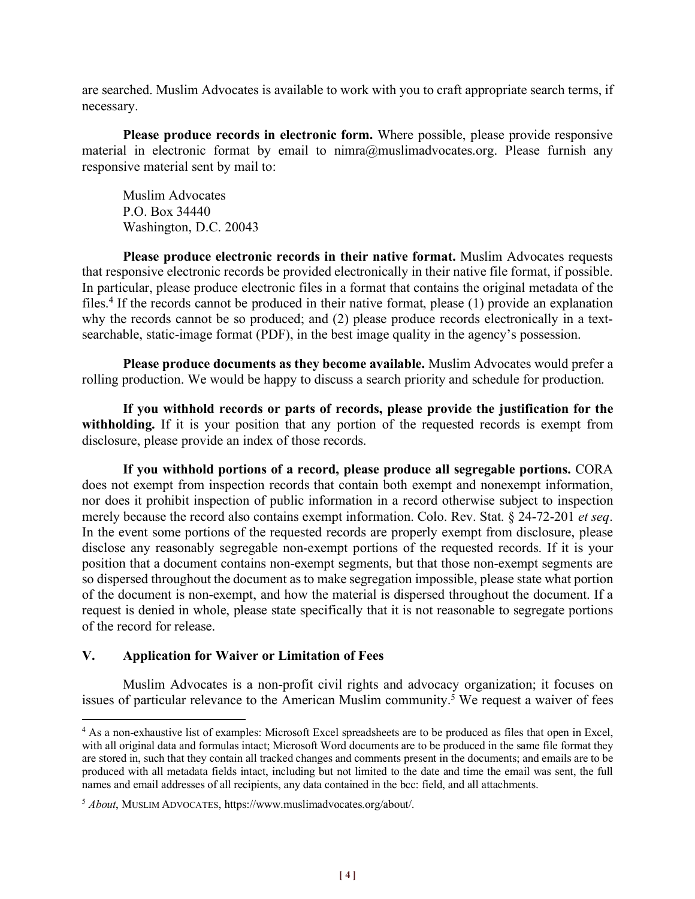are searched. Muslim Advocates is available to work with you to craft appropriate search terms, if necessary.

**Please produce records in electronic form.** Where possible, please provide responsive material in electronic format by email to nimra@muslimadvocates.org. Please furnish any responsive material sent by mail to:

Muslim Advocates
P.O. Box 34440
Washington, D.C. 20043

**Please produce electronic records in their native format.** Muslim Advocates requests that responsive electronic records be provided electronically in their native file format, if possible. In particular, please produce electronic files in a format that contains the original metadata of the files.[4] If the records cannot be produced in their native format, please (1) provide an explanation why the records cannot be so produced; and (2) please produce records electronically in a text-searchable, static-image format (PDF), in the best image quality in the agency's possession.

**Please produce documents as they become available.** Muslim Advocates would prefer a rolling production. We would be happy to discuss a search priority and schedule for production.

**If you withhold records or parts of records, please provide the justification for the withholding.** If it is your position that any portion of the requested records is exempt from disclosure, please provide an index of those records.

**If you withhold portions of a record, please produce all segregable portions.** CORA does not exempt from inspection records that contain both exempt and nonexempt information, nor does it prohibit inspection of public information in a record otherwise subject to inspection merely because the record also contains exempt information. Colo. Rev. Stat. § 24-72-201 *et seq*. In the event some portions of the requested records are properly exempt from disclosure, please disclose any reasonably segregable non-exempt portions of the requested records. If it is your position that a document contains non-exempt segments, but that those non-exempt segments are so dispersed throughout the document as to make segregation impossible, please state what portion of the document is non-exempt, and how the material is dispersed throughout the document. If a request is denied in whole, please state specifically that it is not reasonable to segregate portions of the record for release.

## V. Application for Waiver or Limitation of Fees

Muslim Advocates is a non-profit civil rights and advocacy organization; it focuses on issues of particular relevance to the American Muslim community.[5] We request a waiver of fees

---

[4] As a non-exhaustive list of examples: Microsoft Excel spreadsheets are to be produced as files that open in Excel, with all original data and formulas intact; Microsoft Word documents are to be produced in the same file format they are stored in, such that they contain all tracked changes and comments present in the documents; and emails are to be produced with all metadata fields intact, including but not limited to the date and time the email was sent, the full names and email addresses of all recipients, any data contained in the bcc: field, and all attachments.

[5] *About*, MUSLIM ADVOCATES, https://www.muslimadvocates.org/about/.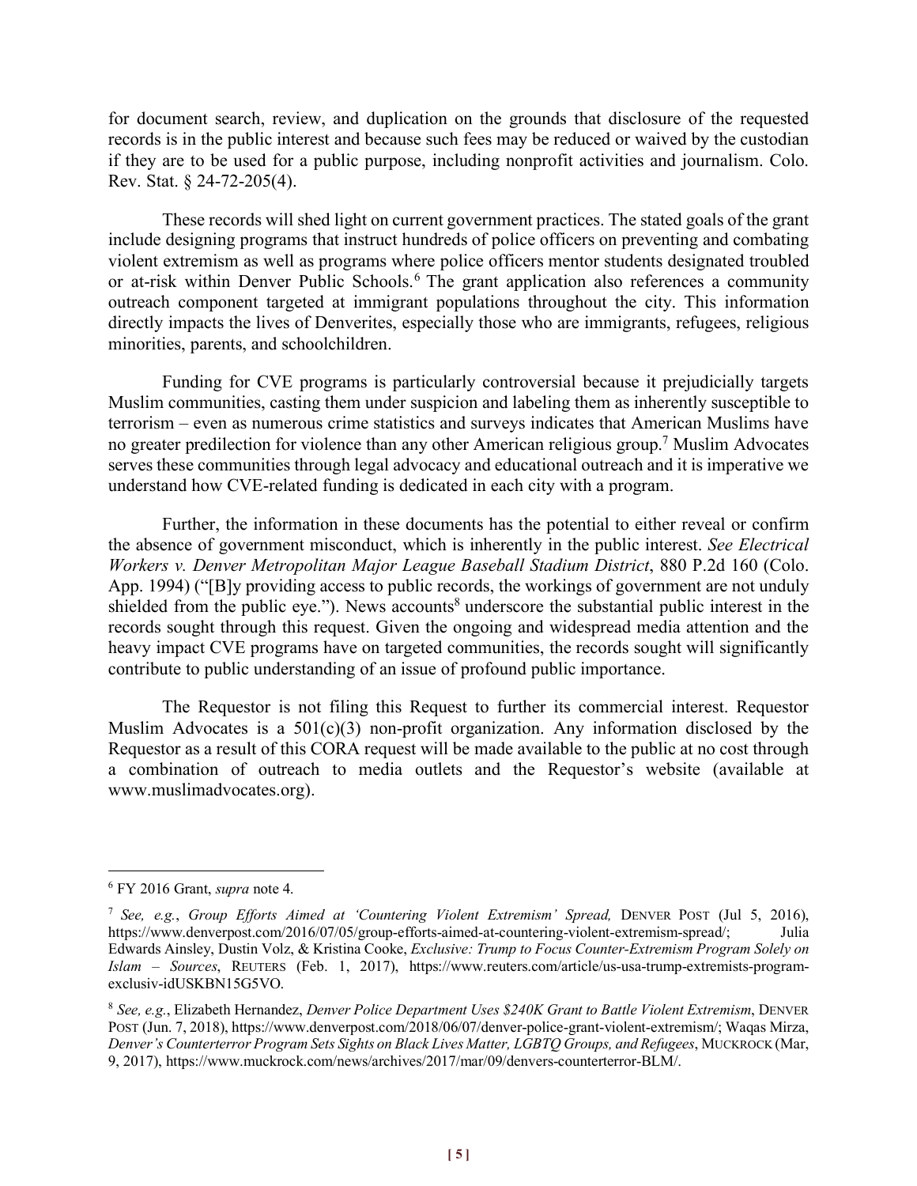for document search, review, and duplication on the grounds that disclosure of the requested records is in the public interest and because such fees may be reduced or waived by the custodian if they are to be used for a public purpose, including nonprofit activities and journalism. Colo. Rev. Stat. § 24-72-205(4).

These records will shed light on current government practices. The stated goals of the grant include designing programs that instruct hundreds of police officers on preventing and combating violent extremism as well as programs where police officers mentor students designated troubled or at-risk within Denver Public Schools.[6] The grant application also references a community outreach component targeted at immigrant populations throughout the city. This information directly impacts the lives of Denverites, especially those who are immigrants, refugees, religious minorities, parents, and schoolchildren.

Funding for CVE programs is particularly controversial because it prejudicially targets Muslim communities, casting them under suspicion and labeling them as inherently susceptible to terrorism – even as numerous crime statistics and surveys indicates that American Muslims have no greater predilection for violence than any other American religious group.[7] Muslim Advocates serves these communities through legal advocacy and educational outreach and it is imperative we understand how CVE-related funding is dedicated in each city with a program.

Further, the information in these documents has the potential to either reveal or confirm the absence of government misconduct, which is inherently in the public interest. *See Electrical Workers v. Denver Metropolitan Major League Baseball Stadium District*, 880 P.2d 160 (Colo. App. 1994) ("[B]y providing access to public records, the workings of government are not unduly shielded from the public eye."). News accounts[8] underscore the substantial public interest in the records sought through this request. Given the ongoing and widespread media attention and the heavy impact CVE programs have on targeted communities, the records sought will significantly contribute to public understanding of an issue of profound public importance.

The Requestor is not filing this Request to further its commercial interest. Requestor Muslim Advocates is a 501(c)(3) non-profit organization. Any information disclosed by the Requestor as a result of this CORA request will be made available to the public at no cost through a combination of outreach to media outlets and the Requestor's website (available at www.muslimadvocates.org).

---

[6] FY 2016 Grant, *supra* note 4.

[7] *See, e.g.*, *Group Efforts Aimed at 'Countering Violent Extremism' Spread,* DENVER POST (Jul 5, 2016), https://www.denverpost.com/2016/07/05/group-efforts-aimed-at-countering-violent-extremism-spread/; Julia Edwards Ainsley, Dustin Volz, & Kristina Cooke, *Exclusive: Trump to Focus Counter-Extremism Program Solely on Islam – Sources*, REUTERS (Feb. 1, 2017), https://www.reuters.com/article/us-usa-trump-extremists-program-exclusiv-idUSKBN15G5VO.

[8] *See, e.g.*, Elizabeth Hernandez, *Denver Police Department Uses $240K Grant to Battle Violent Extremism*, DENVER POST (Jun. 7, 2018), https://www.denverpost.com/2018/06/07/denver-police-grant-violent-extremism/; Waqas Mirza, *Denver's Counterterror Program Sets Sights on Black Lives Matter, LGBTQ Groups, and Refugees*, MUCKROCK (Mar, 9, 2017), https://www.muckrock.com/news/archives/2017/mar/09/denvers-counterterror-BLM/.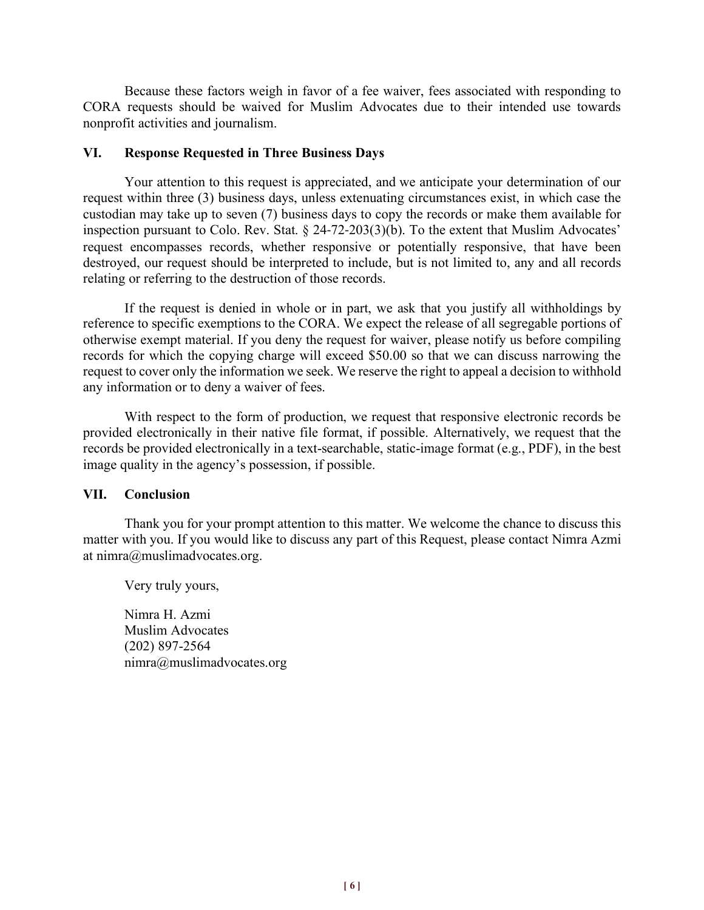Because these factors weigh in favor of a fee waiver, fees associated with responding to CORA requests should be waived for Muslim Advocates due to their intended use towards nonprofit activities and journalism.

## VI. Response Requested in Three Business Days

Your attention to this request is appreciated, and we anticipate your determination of our request within three (3) business days, unless extenuating circumstances exist, in which case the custodian may take up to seven (7) business days to copy the records or make them available for inspection pursuant to Colo. Rev. Stat. § 24-72-203(3)(b). To the extent that Muslim Advocates' request encompasses records, whether responsive or potentially responsive, that have been destroyed, our request should be interpreted to include, but is not limited to, any and all records relating or referring to the destruction of those records.

If the request is denied in whole or in part, we ask that you justify all withholdings by reference to specific exemptions to the CORA. We expect the release of all segregable portions of otherwise exempt material. If you deny the request for waiver, please notify us before compiling records for which the copying charge will exceed $50.00 so that we can discuss narrowing the request to cover only the information we seek. We reserve the right to appeal a decision to withhold any information or to deny a waiver of fees.

With respect to the form of production, we request that responsive electronic records be provided electronically in their native file format, if possible. Alternatively, we request that the records be provided electronically in a text-searchable, static-image format (e.g., PDF), in the best image quality in the agency's possession, if possible.

## VII. Conclusion

Thank you for your prompt attention to this matter. We welcome the chance to discuss this matter with you. If you would like to discuss any part of this Request, please contact Nimra Azmi at nimra@muslimadvocates.org.

Very truly yours,

Nimra H. Azmi
Muslim Advocates
(202) 897-2564
nimra@muslimadvocates.org